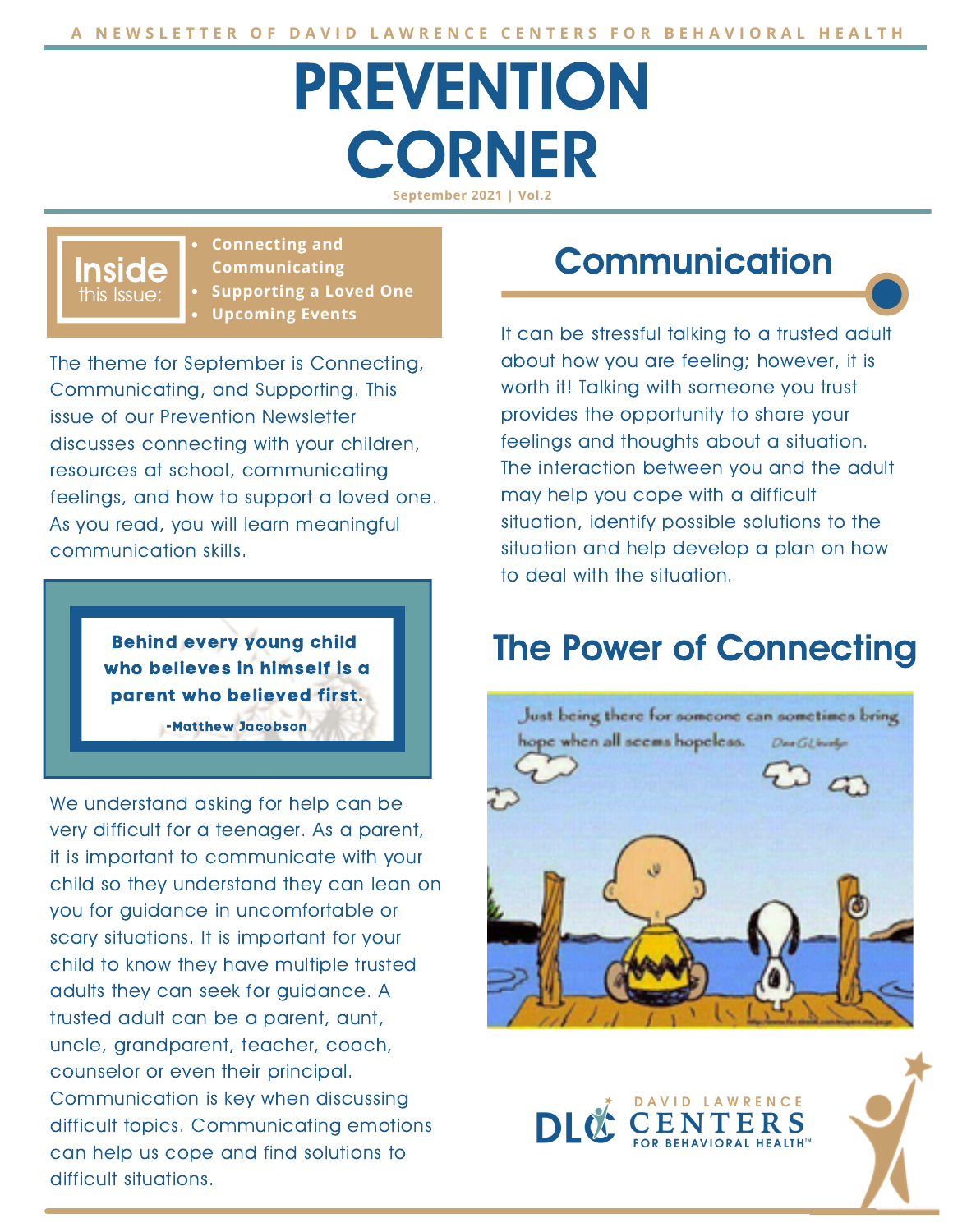A NEWSLETTER OF DAVID LAWRENCE CENTERS FOR BEHAVIORAL HEALTH

# PREVENTION CORNER

September 2021 | Vol.2

**Inside this Issue:**

- **Connecting and Communicating**
- **Supporting a Loved One**
- **Upcoming Events**

The theme for September is Connecting, Communicating, and Supporting. This issue of our Prevention Newsletter discusses connecting with your children, resources at school, communicating feelings, and how to support a loved one. As you read, you will learn meaningful communication skills.

> **Behind every young child who believes in himself is a parent who believed first.**
>
> **-Matthew Jacobson**

We understand asking for help can be very difficult for a teenager. As a parent, it is important to communicate with your child so they understand they can lean on you for guidance in uncomfortable or scary situations. It is important for your child to know they have multiple trusted adults they can seek for guidance. A trusted adult can be a parent, aunt, uncle, grandparent, teacher, coach, counselor or even their principal. Communication is key when discussing difficult topics. Communicating emotions can help us cope and find solutions to difficult situations.

## Communication

It can be stressful talking to a trusted adult about how you are feeling; however, it is worth it! Talking with someone you trust provides the opportunity to share your feelings and thoughts about a situation. The interaction between you and the adult may help you cope with a difficult situation, identify possible solutions to the situation and help develop a plan on how to deal with the situation.

## The Power of Connecting

Just being there for someone can sometimes bring hope when all seems hopeless.

DAVID LAWRENCE CENTERS FOR BEHAVIORAL HEALTH™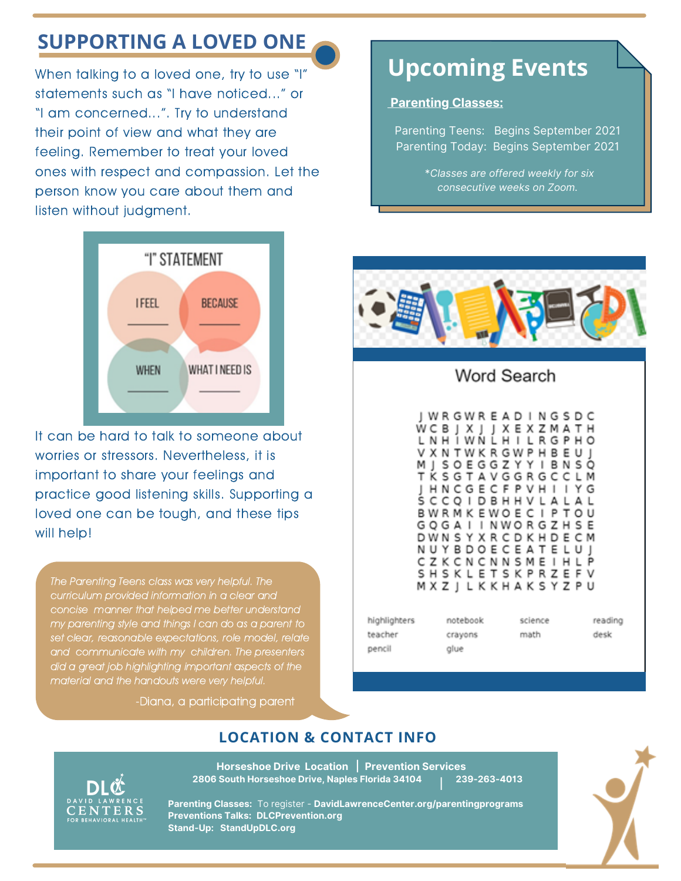## SUPPORTING A LOVED ONE

When talking to a loved one, try to use "I" statements such as "I have noticed..." or "I am concerned...". Try to understand their point of view and what they are feeling. Remember to treat your loved ones with respect and compassion. Let the person know you care about them and listen without judgment.

"I" STATEMENT

I FEEL ______

BECAUSE ______

WHEN ______

WHAT I NEED IS ______

It can be hard to talk to someone about worries or stressors. Nevertheless, it is important to share your feelings and practice good listening skills. Supporting a loved one can be tough, and these tips will help!

*The Parenting Teens class was very helpful. The curriculum provided information in a clear and concise manner that helped me better understand my parenting style and things I can do as a parent to set clear, reasonable expectations, role model, relate and communicate with my children. The presenters did a great job highlighting important aspects of the material and the handouts were very helpful.*

-Diana, a participating parent

## Upcoming Events

**Parenting Classes:**

Parenting Teens: Begins September 2021
Parenting Today: Begins September 2021

*\*Classes are offered weekly for six consecutive weeks on Zoom.*

### Word Search

```
J W R G W R E A D I N G S D C
W C B J X J J X E X Z M A T H
L N H I W N L H I L R G P H O
V X N T W K R G W P H B E U J
M J S O E G G Z Y Y I B N S Q
T K S G T A V G G R G C C L M
J H N C G E C F P V H I I Y G
S C C Q I D B H H V L A L A L
B W R M K E W O E C I P T O U
G Q G A I I N W O R G Z H S E
D W N S Y X R C D K H D E C M
N U Y B D O E C E A T E L U J
C Z K C N C N N S M E I H L P
S H S K L E T S K P R Z E F V
M X Z J L K K H A K S Y Z P U
```

| | | | |
|---|---|---|---|
| highlighters | notebook | science | reading |
| teacher | crayons | math | desk |
| pencil | glue | | |

### LOCATION & CONTACT INFO

DLC David Lawrence Centers for Behavioral Health

**Horseshoe Drive Location | Prevention Services**
**2806 South Horseshoe Drive, Naples Florida 34104 | 239-263-4013**

**Parenting Classes:** To register - **DavidLawrenceCenter.org/parentingprograms**
**Preventions Talks: DLCPrevention.org**
**Stand-Up: StandUpDLC.org**